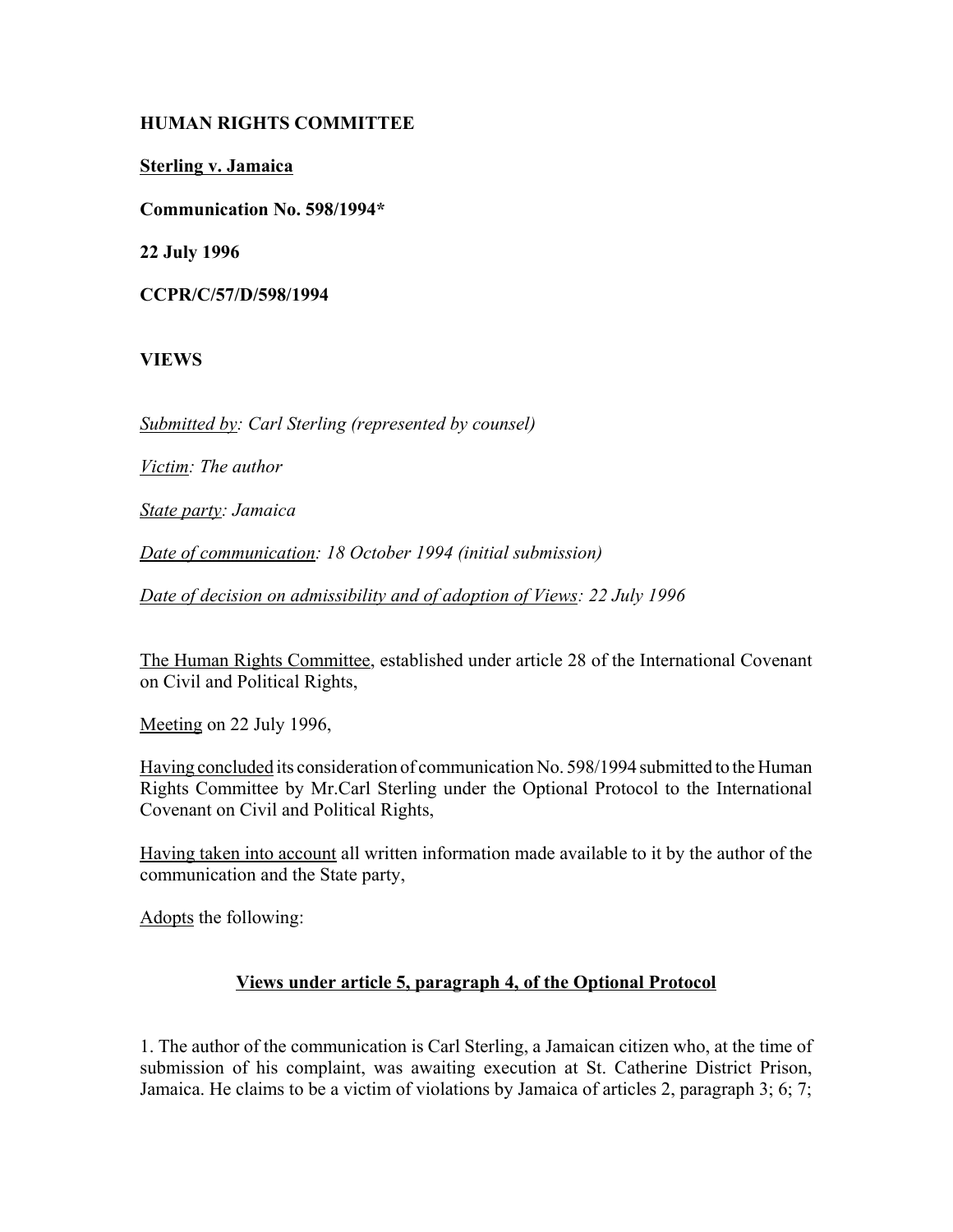**HUMAN RIGHTS COMMITTEE**

**Sterling v. Jamaica**

**Communication No. 598/1994***

**22 July 1996**

**CCPR/C/57/D/598/1994**

**VIEWS**

*Submitted by: Carl Sterling (represented by counsel)*

*Victim: The author*

*State party: Jamaica*

*Date of communication: 18 October 1994 (initial submission)*

*Date of decision on admissibility and of adoption of Views: 22 July 1996*

The Human Rights Committee, established under article 28 of the International Covenant on Civil and Political Rights,

Meeting on 22 July 1996,

Having concluded its consideration of communication No. 598/1994 submitted to the Human Rights Committee by Mr.Carl Sterling under the Optional Protocol to the International Covenant on Civil and Political Rights,

Having taken into account all written information made available to it by the author of the communication and the State party,

Adopts the following:

**Views under article 5, paragraph 4, of the Optional Protocol**

1. The author of the communication is Carl Sterling, a Jamaican citizen who, at the time of submission of his complaint, was awaiting execution at St. Catherine District Prison, Jamaica. He claims to be a victim of violations by Jamaica of articles 2, paragraph 3; 6; 7;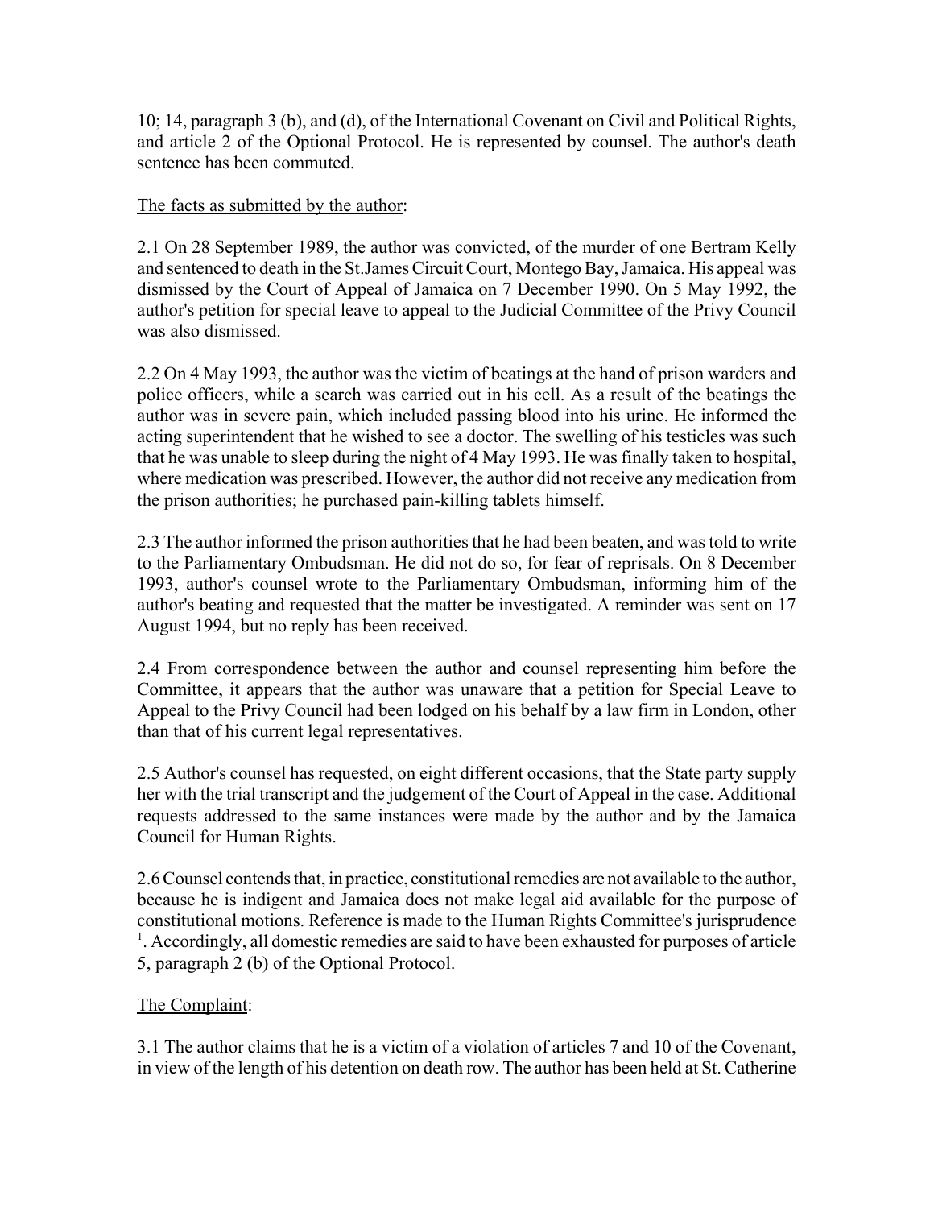10; 14, paragraph 3 (b), and (d), of the International Covenant on Civil and Political Rights, and article 2 of the Optional Protocol. He is represented by counsel. The author's death sentence has been commuted.

The facts as submitted by the author:

2.1 On 28 September 1989, the author was convicted, of the murder of one Bertram Kelly and sentenced to death in the St.James Circuit Court, Montego Bay, Jamaica. His appeal was dismissed by the Court of Appeal of Jamaica on 7 December 1990. On 5 May 1992, the author's petition for special leave to appeal to the Judicial Committee of the Privy Council was also dismissed.

2.2 On 4 May 1993, the author was the victim of beatings at the hand of prison warders and police officers, while a search was carried out in his cell. As a result of the beatings the author was in severe pain, which included passing blood into his urine. He informed the acting superintendent that he wished to see a doctor. The swelling of his testicles was such that he was unable to sleep during the night of 4 May 1993. He was finally taken to hospital, where medication was prescribed. However, the author did not receive any medication from the prison authorities; he purchased pain-killing tablets himself.

2.3 The author informed the prison authorities that he had been beaten, and was told to write to the Parliamentary Ombudsman. He did not do so, for fear of reprisals. On 8 December 1993, author's counsel wrote to the Parliamentary Ombudsman, informing him of the author's beating and requested that the matter be investigated. A reminder was sent on 17 August 1994, but no reply has been received.

2.4 From correspondence between the author and counsel representing him before the Committee, it appears that the author was unaware that a petition for Special Leave to Appeal to the Privy Council had been lodged on his behalf by a law firm in London, other than that of his current legal representatives.

2.5 Author's counsel has requested, on eight different occasions, that the State party supply her with the trial transcript and the judgement of the Court of Appeal in the case. Additional requests addressed to the same instances were made by the author and by the Jamaica Council for Human Rights.

2.6 Counsel contends that, in practice, constitutional remedies are not available to the author, because he is indigent and Jamaica does not make legal aid available for the purpose of constitutional motions. Reference is made to the Human Rights Committee's jurisprudence [1]. Accordingly, all domestic remedies are said to have been exhausted for purposes of article 5, paragraph 2 (b) of the Optional Protocol.

The Complaint:

3.1 The author claims that he is a victim of a violation of articles 7 and 10 of the Covenant, in view of the length of his detention on death row. The author has been held at St. Catherine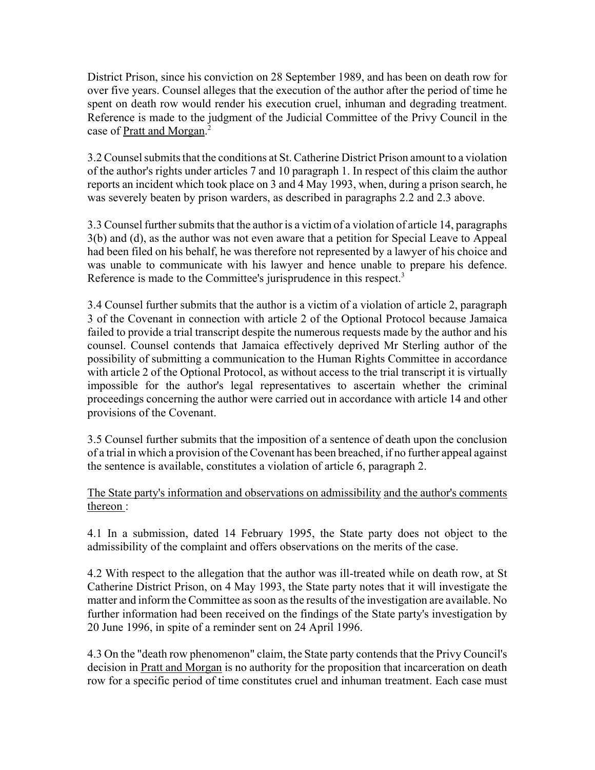District Prison, since his conviction on 28 September 1989, and has been on death row for over five years. Counsel alleges that the execution of the author after the period of time he spent on death row would render his execution cruel, inhuman and degrading treatment. Reference is made to the judgment of the Judicial Committee of the Privy Council in the case of Pratt and Morgan.[2]

3.2 Counsel submits that the conditions at St. Catherine District Prison amount to a violation of the author's rights under articles 7 and 10 paragraph 1. In respect of this claim the author reports an incident which took place on 3 and 4 May 1993, when, during a prison search, he was severely beaten by prison warders, as described in paragraphs 2.2 and 2.3 above.

3.3 Counsel further submits that the author is a victim of a violation of article 14, paragraphs 3(b) and (d), as the author was not even aware that a petition for Special Leave to Appeal had been filed on his behalf, he was therefore not represented by a lawyer of his choice and was unable to communicate with his lawyer and hence unable to prepare his defence. Reference is made to the Committee's jurisprudence in this respect.[3]

3.4 Counsel further submits that the author is a victim of a violation of article 2, paragraph 3 of the Covenant in connection with article 2 of the Optional Protocol because Jamaica failed to provide a trial transcript despite the numerous requests made by the author and his counsel. Counsel contends that Jamaica effectively deprived Mr Sterling author of the possibility of submitting a communication to the Human Rights Committee in accordance with article 2 of the Optional Protocol, as without access to the trial transcript it is virtually impossible for the author's legal representatives to ascertain whether the criminal proceedings concerning the author were carried out in accordance with article 14 and other provisions of the Covenant.

3.5 Counsel further submits that the imposition of a sentence of death upon the conclusion of a trial in which a provision of the Covenant has been breached, if no further appeal against the sentence is available, constitutes a violation of article 6, paragraph 2.

The State party's information and observations on admissibility and the author's comments thereon :

4.1 In a submission, dated 14 February 1995, the State party does not object to the admissibility of the complaint and offers observations on the merits of the case.

4.2 With respect to the allegation that the author was ill-treated while on death row, at St Catherine District Prison, on 4 May 1993, the State party notes that it will investigate the matter and inform the Committee as soon as the results of the investigation are available. No further information had been received on the findings of the State party's investigation by 20 June 1996, in spite of a reminder sent on 24 April 1996.

4.3 On the "death row phenomenon" claim, the State party contends that the Privy Council's decision in Pratt and Morgan is no authority for the proposition that incarceration on death row for a specific period of time constitutes cruel and inhuman treatment. Each case must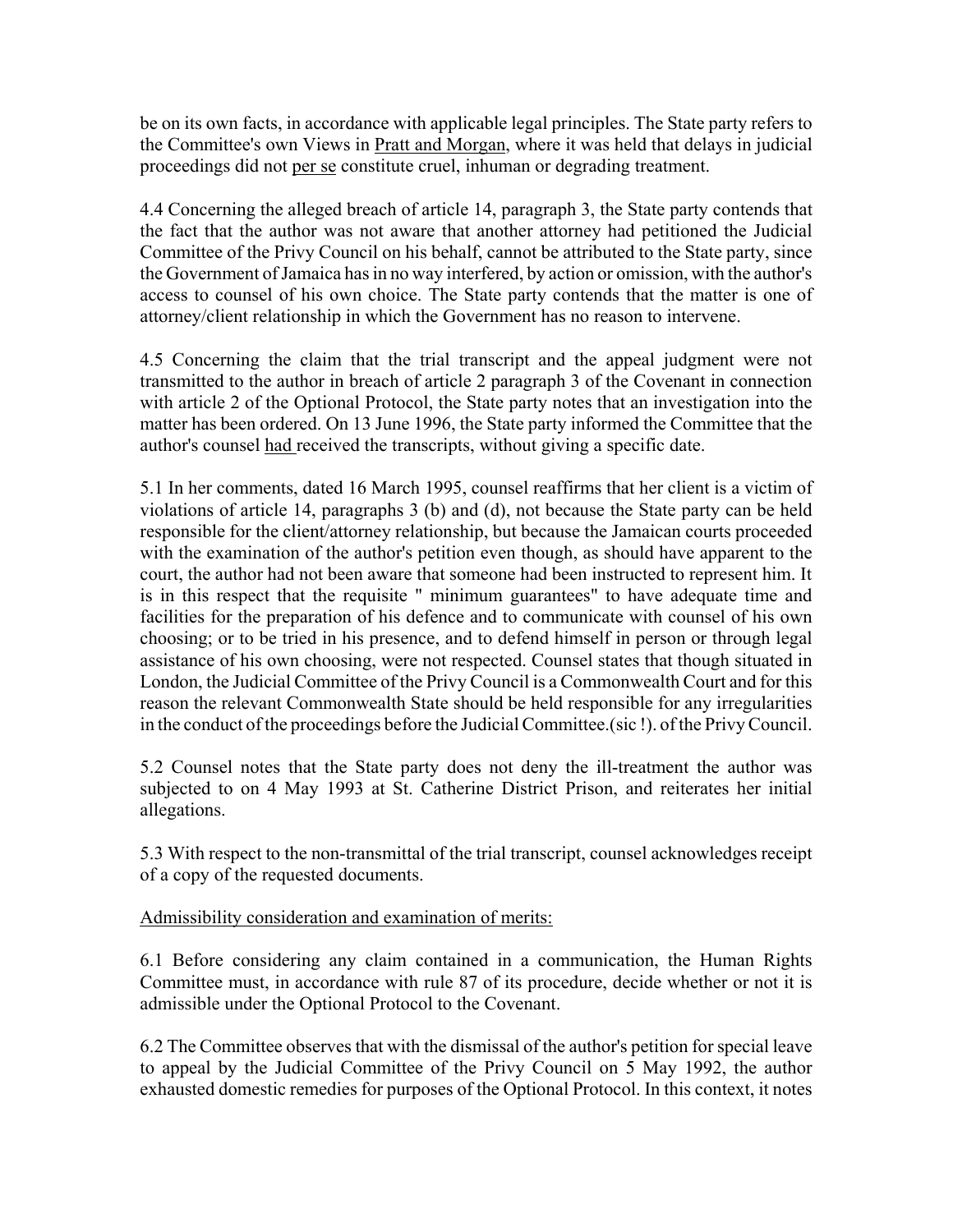be on its own facts, in accordance with applicable legal principles. The State party refers to the Committee's own Views in Pratt and Morgan, where it was held that delays in judicial proceedings did not *per se* constitute cruel, inhuman or degrading treatment.

4.4 Concerning the alleged breach of article 14, paragraph 3, the State party contends that the fact that the author was not aware that another attorney had petitioned the Judicial Committee of the Privy Council on his behalf, cannot be attributed to the State party, since the Government of Jamaica has in no way interfered, by action or omission, with the author's access to counsel of his own choice. The State party contends that the matter is one of attorney/client relationship in which the Government has no reason to intervene.

4.5 Concerning the claim that the trial transcript and the appeal judgment were not transmitted to the author in breach of article 2 paragraph 3 of the Covenant in connection with article 2 of the Optional Protocol, the State party notes that an investigation into the matter has been ordered. On 13 June 1996, the State party informed the Committee that the author's counsel had received the transcripts, without giving a specific date.

5.1 In her comments, dated 16 March 1995, counsel reaffirms that her client is a victim of violations of article 14, paragraphs 3 (b) and (d), not because the State party can be held responsible for the client/attorney relationship, but because the Jamaican courts proceeded with the examination of the author's petition even though, as should have apparent to the court, the author had not been aware that someone had been instructed to represent him. It is in this respect that the requisite " minimum guarantees" to have adequate time and facilities for the preparation of his defence and to communicate with counsel of his own choosing; or to be tried in his presence, and to defend himself in person or through legal assistance of his own choosing, were not respected. Counsel states that though situated in London, the Judicial Committee of the Privy Council is a Commonwealth Court and for this reason the relevant Commonwealth State should be held responsible for any irregularities in the conduct of the proceedings before the Judicial Committee.(sic !). of the Privy Council.

5.2 Counsel notes that the State party does not deny the ill-treatment the author was subjected to on 4 May 1993 at St. Catherine District Prison, and reiterates her initial allegations.

5.3 With respect to the non-transmittal of the trial transcript, counsel acknowledges receipt of a copy of the requested documents.

Admissibility consideration and examination of merits:

6.1 Before considering any claim contained in a communication, the Human Rights Committee must, in accordance with rule 87 of its procedure, decide whether or not it is admissible under the Optional Protocol to the Covenant.

6.2 The Committee observes that with the dismissal of the author's petition for special leave to appeal by the Judicial Committee of the Privy Council on 5 May 1992, the author exhausted domestic remedies for purposes of the Optional Protocol. In this context, it notes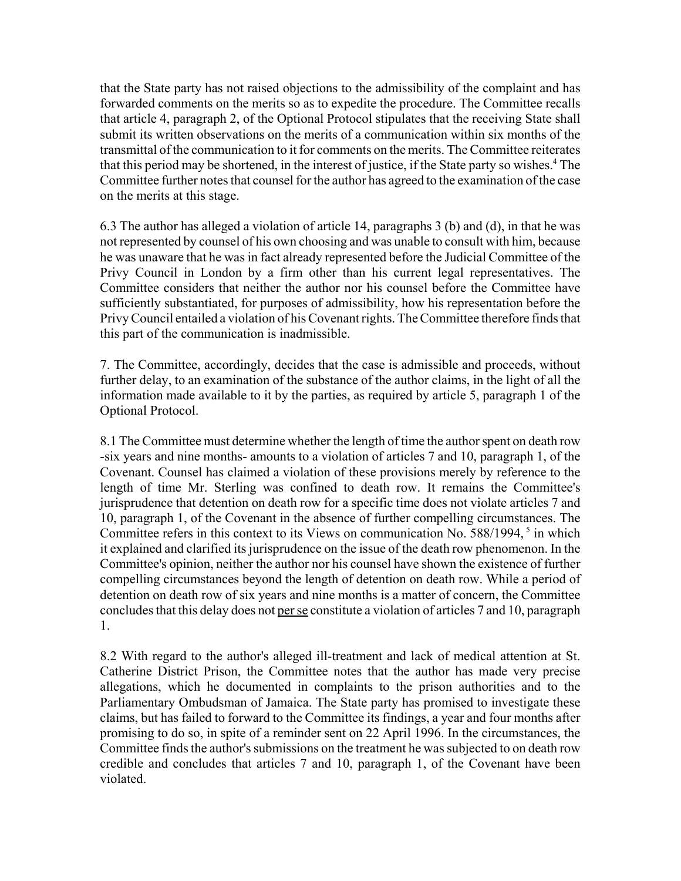that the State party has not raised objections to the admissibility of the complaint and has forwarded comments on the merits so as to expedite the procedure. The Committee recalls that article 4, paragraph 2, of the Optional Protocol stipulates that the receiving State shall submit its written observations on the merits of a communication within six months of the transmittal of the communication to it for comments on the merits. The Committee reiterates that this period may be shortened, in the interest of justice, if the State party so wishes.[4] The Committee further notes that counsel for the author has agreed to the examination of the case on the merits at this stage.

6.3 The author has alleged a violation of article 14, paragraphs 3 (b) and (d), in that he was not represented by counsel of his own choosing and was unable to consult with him, because he was unaware that he was in fact already represented before the Judicial Committee of the Privy Council in London by a firm other than his current legal representatives. The Committee considers that neither the author nor his counsel before the Committee have sufficiently substantiated, for purposes of admissibility, how his representation before the Privy Council entailed a violation of his Covenant rights. The Committee therefore finds that this part of the communication is inadmissible.

7. The Committee, accordingly, decides that the case is admissible and proceeds, without further delay, to an examination of the substance of the author claims, in the light of all the information made available to it by the parties, as required by article 5, paragraph 1 of the Optional Protocol.

8.1 The Committee must determine whether the length of time the author spent on death row -six years and nine months- amounts to a violation of articles 7 and 10, paragraph 1, of the Covenant. Counsel has claimed a violation of these provisions merely by reference to the length of time Mr. Sterling was confined to death row. It remains the Committee's jurisprudence that detention on death row for a specific time does not violate articles 7 and 10, paragraph 1, of the Covenant in the absence of further compelling circumstances. The Committee refers in this context to its Views on communication No. 588/1994,[5] in which it explained and clarified its jurisprudence on the issue of the death row phenomenon. In the Committee's opinion, neither the author nor his counsel have shown the existence of further compelling circumstances beyond the length of detention on death row. While a period of detention on death row of six years and nine months is a matter of concern, the Committee concludes that this delay does not per se constitute a violation of articles 7 and 10, paragraph 1.

8.2 With regard to the author's alleged ill-treatment and lack of medical attention at St. Catherine District Prison, the Committee notes that the author has made very precise allegations, which he documented in complaints to the prison authorities and to the Parliamentary Ombudsman of Jamaica. The State party has promised to investigate these claims, but has failed to forward to the Committee its findings, a year and four months after promising to do so, in spite of a reminder sent on 22 April 1996. In the circumstances, the Committee finds the author's submissions on the treatment he was subjected to on death row credible and concludes that articles 7 and 10, paragraph 1, of the Covenant have been violated.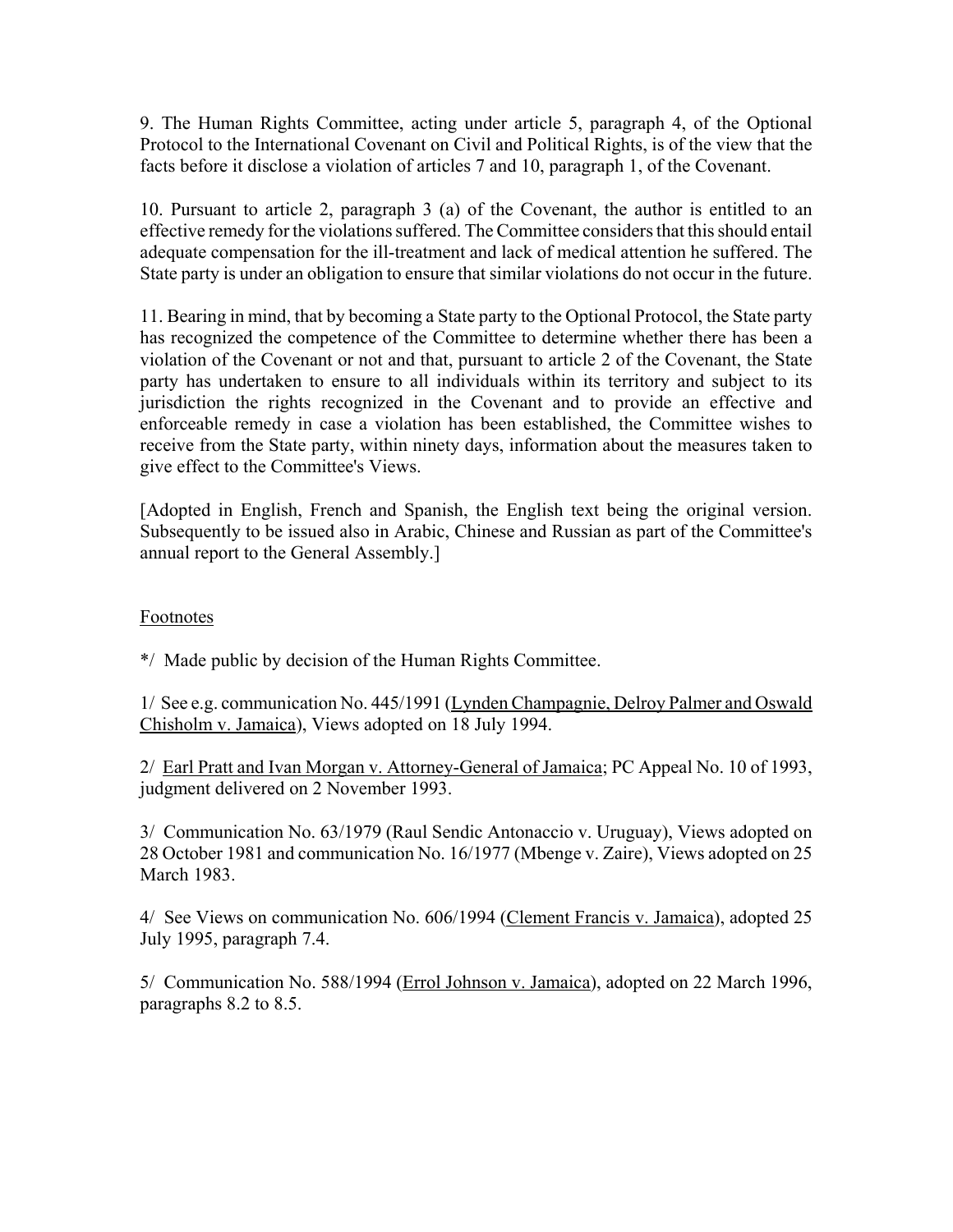9. The Human Rights Committee, acting under article 5, paragraph 4, of the Optional Protocol to the International Covenant on Civil and Political Rights, is of the view that the facts before it disclose a violation of articles 7 and 10, paragraph 1, of the Covenant.

10. Pursuant to article 2, paragraph 3 (a) of the Covenant, the author is entitled to an effective remedy for the violations suffered. The Committee considers that this should entail adequate compensation for the ill-treatment and lack of medical attention he suffered. The State party is under an obligation to ensure that similar violations do not occur in the future.

11. Bearing in mind, that by becoming a State party to the Optional Protocol, the State party has recognized the competence of the Committee to determine whether there has been a violation of the Covenant or not and that, pursuant to article 2 of the Covenant, the State party has undertaken to ensure to all individuals within its territory and subject to its jurisdiction the rights recognized in the Covenant and to provide an effective and enforceable remedy in case a violation has been established, the Committee wishes to receive from the State party, within ninety days, information about the measures taken to give effect to the Committee's Views.

[Adopted in English, French and Spanish, the English text being the original version. Subsequently to be issued also in Arabic, Chinese and Russian as part of the Committee's annual report to the General Assembly.]

## Footnotes

*/ Made public by decision of the Human Rights Committee.

1/ See e.g. communication No. 445/1991 (Lynden Champagnie, Delroy Palmer and Oswald Chisholm v. Jamaica), Views adopted on 18 July 1994.

2/ Earl Pratt and Ivan Morgan v. Attorney-General of Jamaica; PC Appeal No. 10 of 1993, judgment delivered on 2 November 1993.

3/ Communication No. 63/1979 (Raul Sendic Antonaccio v. Uruguay), Views adopted on 28 October 1981 and communication No. 16/1977 (Mbenge v. Zaire), Views adopted on 25 March 1983.

4/ See Views on communication No. 606/1994 (Clement Francis v. Jamaica), adopted 25 July 1995, paragraph 7.4.

5/ Communication No. 588/1994 (Errol Johnson v. Jamaica), adopted on 22 March 1996, paragraphs 8.2 to 8.5.